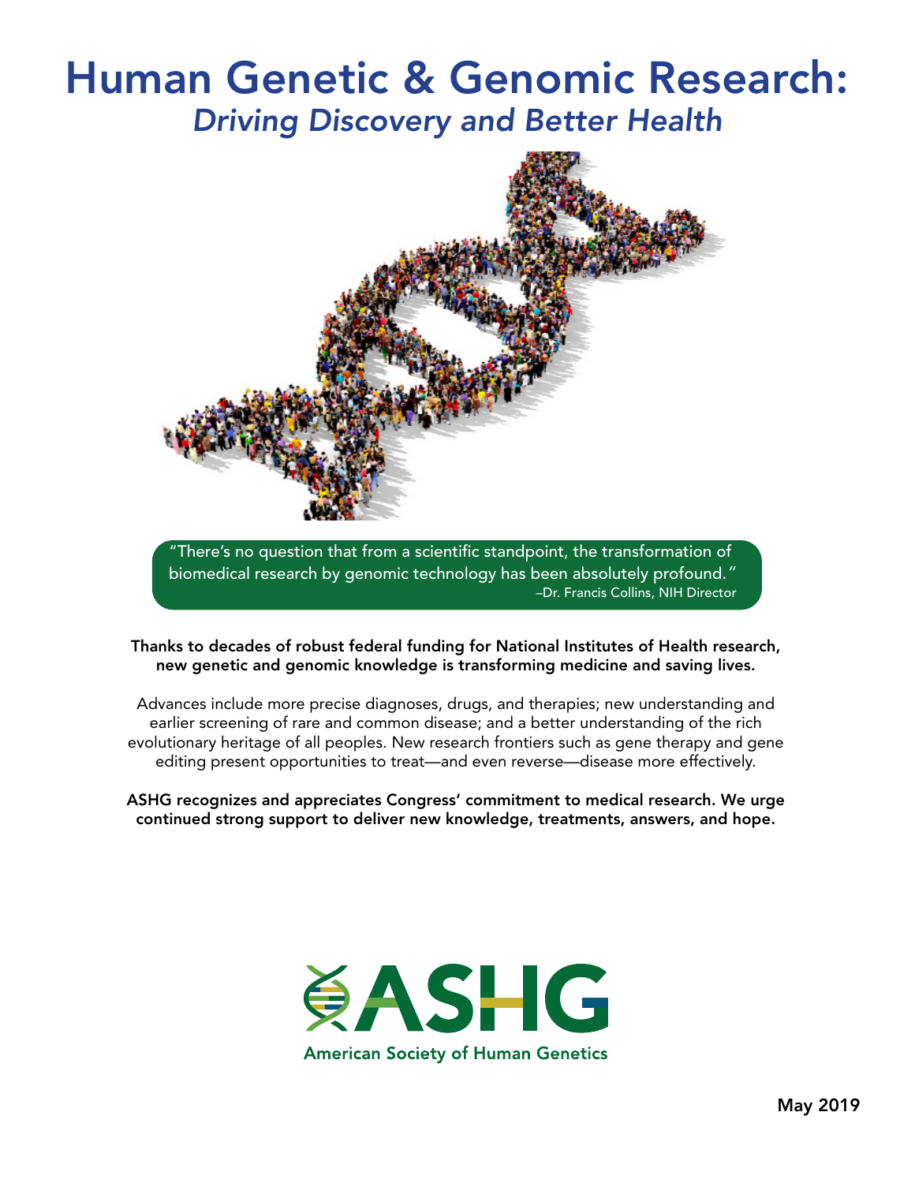# Human Genetic & Genomic Research:

## *Driving Discovery and Better Health*

"There's no question that from a scientific standpoint, the transformation of biomedical research by genomic technology has been absolutely profound."
–Dr. Francis Collins, NIH Director

**Thanks to decades of robust federal funding for National Institutes of Health research, new genetic and genomic knowledge is transforming medicine and saving lives.**

Advances include more precise diagnoses, drugs, and therapies; new understanding and earlier screening of rare and common disease; and a better understanding of the rich evolutionary heritage of all peoples. New research frontiers such as gene therapy and gene editing present opportunities to treat—and even reverse—disease more effectively.

**ASHG recognizes and appreciates Congress' commitment to medical research. We urge continued strong support to deliver new knowledge, treatments, answers, and hope.**

ASHG
American Society of Human Genetics

May 2019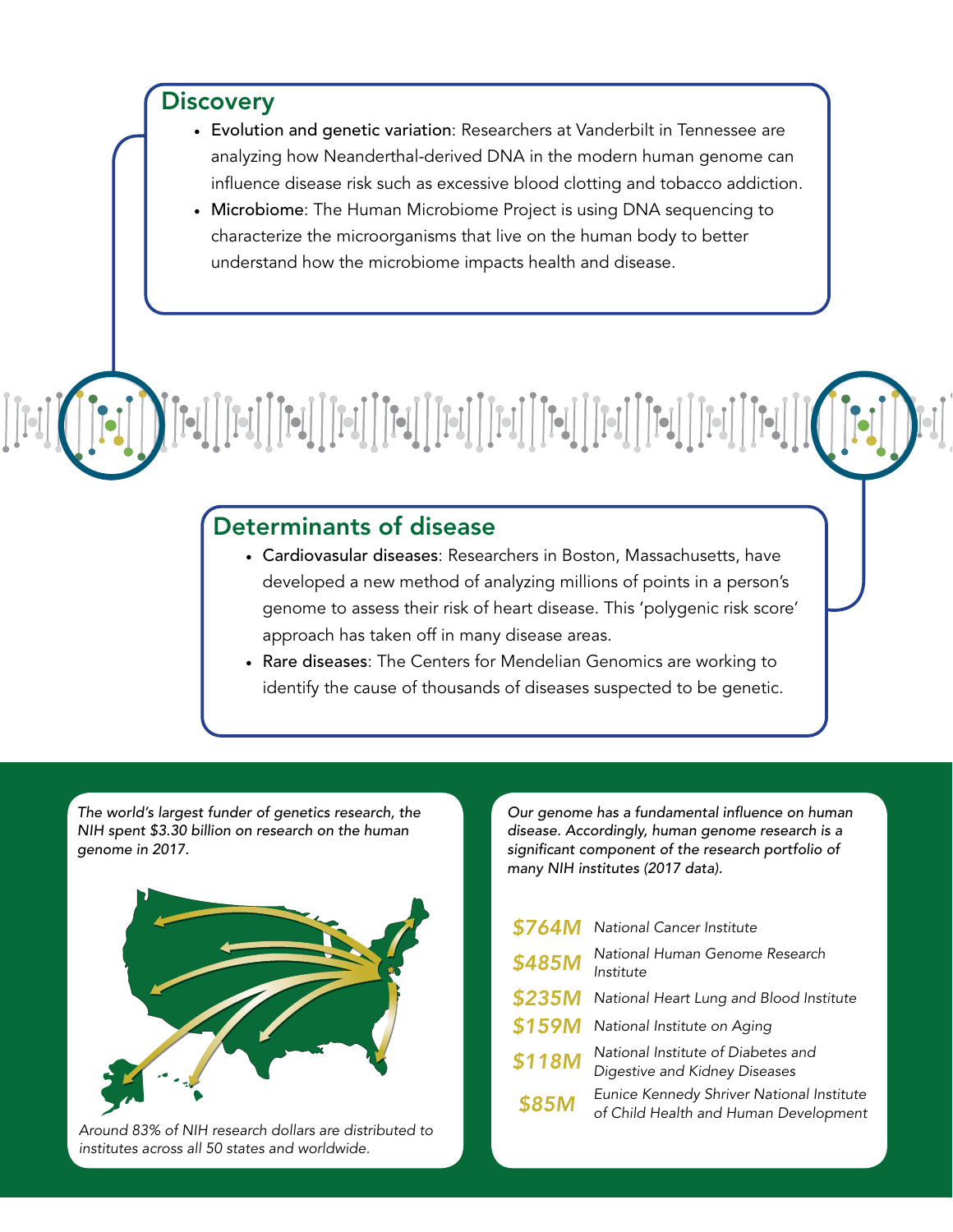## Discovery

- **Evolution and genetic variation**: Researchers at Vanderbilt in Tennessee are analyzing how Neanderthal-derived DNA in the modern human genome can influence disease risk such as excessive blood clotting and tobacco addiction.
- **Microbiome**: The Human Microbiome Project is using DNA sequencing to characterize the microorganisms that live on the human body to better understand how the microbiome impacts health and disease.

## Determinants of disease

- **Cardiovasular diseases**: Researchers in Boston, Massachusetts, have developed a new method of analyzing millions of points in a person's genome to assess their risk of heart disease. This 'polygenic risk score' approach has taken off in many disease areas.
- **Rare diseases**: The Centers for Mendelian Genomics are working to identify the cause of thousands of diseases suspected to be genetic.

*The world's largest funder of genetics research, the NIH spent $3.30 billion on research on the human genome in 2017.*

*Around 83% of NIH research dollars are distributed to institutes across all 50 states and worldwide.*

*Our genome has a fundamental influence on human disease. Accordingly, human genome research is a significant component of the research portfolio of many NIH institutes (2017 data).*

| | |
|---|---|
| **$764M** | *National Cancer Institute* |
| **$485M** | *National Human Genome Research Institute* |
| **$235M** | *National Heart Lung and Blood Institute* |
| **$159M** | *National Institute on Aging* |
| **$118M** | *National Institute of Diabetes and Digestive and Kidney Diseases* |
| **$85M** | *Eunice Kennedy Shriver National Institute of Child Health and Human Development* |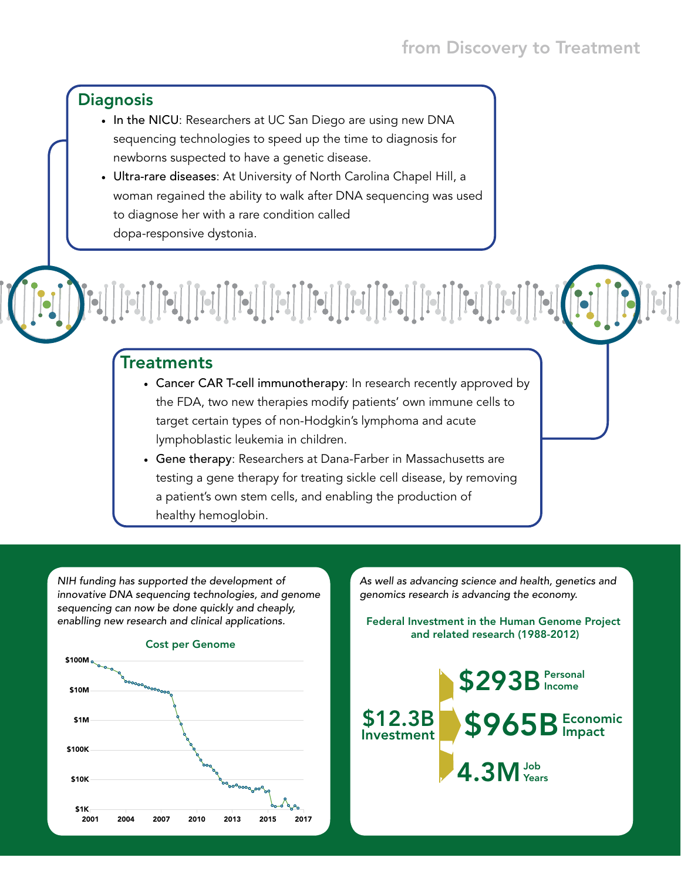## from Discovery to Treatment

### Diagnosis

- In the NICU: Researchers at UC San Diego are using new DNA sequencing technologies to speed up the time to diagnosis for newborns suspected to have a genetic disease.
- Ultra-rare diseases: At University of North Carolina Chapel Hill, a woman regained the ability to walk after DNA sequencing was used to diagnose her with a rare condition called dopa-responsive dystonia.

### Treatments

- Cancer CAR T-cell immunotherapy: In research recently approved by the FDA, two new therapies modify patients' own immune cells to target certain types of non-Hodgkin's lymphoma and acute lymphoblastic leukemia in children.
- Gene therapy: Researchers at Dana-Farber in Massachusetts are testing a gene therapy for treating sickle cell disease, by removing a patient's own stem cells, and enabling the production of healthy hemoglobin.

*NIH funding has supported the development of innovative DNA sequencing technologies, and genome sequencing can now be done quickly and cheaply, enablling new research and clinical applications.*

**Cost per Genome**

$100M, $10M, $1M, $100K, $10K, $1K

2001, 2004, 2007, 2010, 2013, 2015, 2017

*As well as advancing science and health, genetics and genomics research is advancing the economy.*

**Federal Investment in the Human Genome Project and related research (1988-2012)**

**$12.3B** Investment

**$293B** Personal Income

**$965B** Economic Impact

**4.3M** Job Years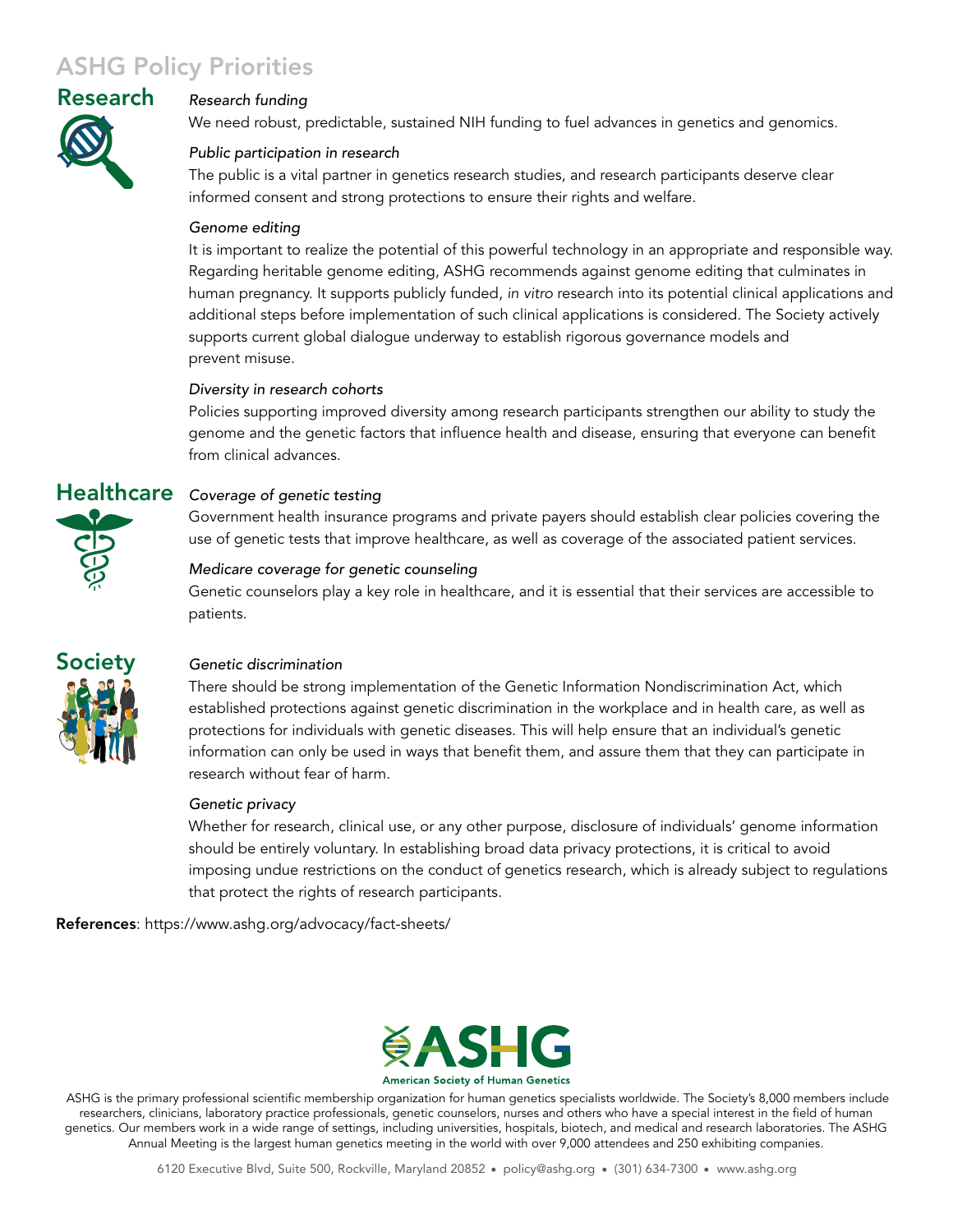# ASHG Policy Priorities

## Research

*Research funding*

We need robust, predictable, sustained NIH funding to fuel advances in genetics and genomics.

*Public participation in research*

The public is a vital partner in genetics research studies, and research participants deserve clear informed consent and strong protections to ensure their rights and welfare.

*Genome editing*

It is important to realize the potential of this powerful technology in an appropriate and responsible way. Regarding heritable genome editing, ASHG recommends against genome editing that culminates in human pregnancy. It supports publicly funded, *in vitro* research into its potential clinical applications and additional steps before implementation of such clinical applications is considered. The Society actively supports current global dialogue underway to establish rigorous governance models and prevent misuse.

*Diversity in research cohorts*

Policies supporting improved diversity among research participants strengthen our ability to study the genome and the genetic factors that influence health and disease, ensuring that everyone can benefit from clinical advances.

## Healthcare

*Coverage of genetic testing*

Government health insurance programs and private payers should establish clear policies covering the use of genetic tests that improve healthcare, as well as coverage of the associated patient services.

*Medicare coverage for genetic counseling*

Genetic counselors play a key role in healthcare, and it is essential that their services are accessible to patients.

## Society

*Genetic discrimination*

There should be strong implementation of the Genetic Information Nondiscrimination Act, which established protections against genetic discrimination in the workplace and in health care, as well as protections for individuals with genetic diseases. This will help ensure that an individual's genetic information can only be used in ways that benefit them, and assure them that they can participate in research without fear of harm.

*Genetic privacy*

Whether for research, clinical use, or any other purpose, disclosure of individuals' genome information should be entirely voluntary. In establishing broad data privacy protections, it is critical to avoid imposing undue restrictions on the conduct of genetics research, which is already subject to regulations that protect the rights of research participants.

**References**: https://www.ashg.org/advocacy/fact-sheets/

ASHG

American Society of Human Genetics

ASHG is the primary professional scientific membership organization for human genetics specialists worldwide. The Society's 8,000 members include researchers, clinicians, laboratory practice professionals, genetic counselors, nurses and others who have a special interest in the field of human genetics. Our members work in a wide range of settings, including universities, hospitals, biotech, and medical and research laboratories. The ASHG Annual Meeting is the largest human genetics meeting in the world with over 9,000 attendees and 250 exhibiting companies.

6120 Executive Blvd, Suite 500, Rockville, Maryland 20852 • policy@ashg.org • (301) 634-7300 • www.ashg.org